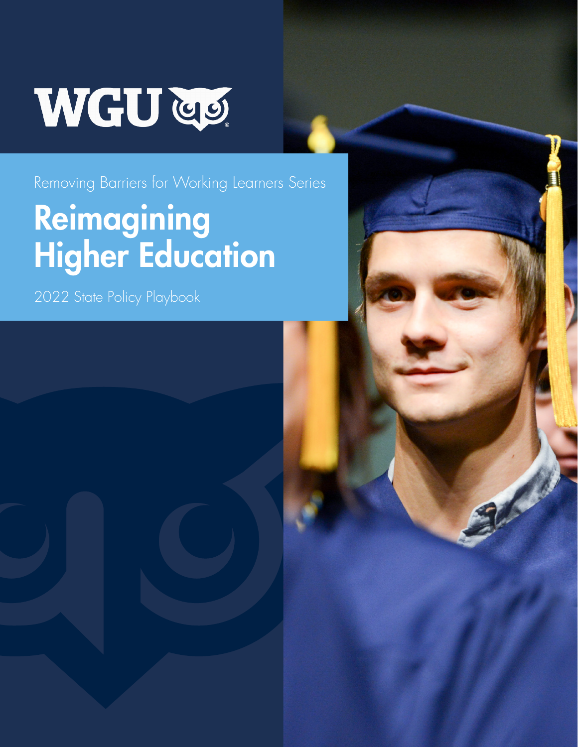WGU

Removing Barriers for Working Learners Series

# Reimagining Higher Education

2022 State Policy Playbook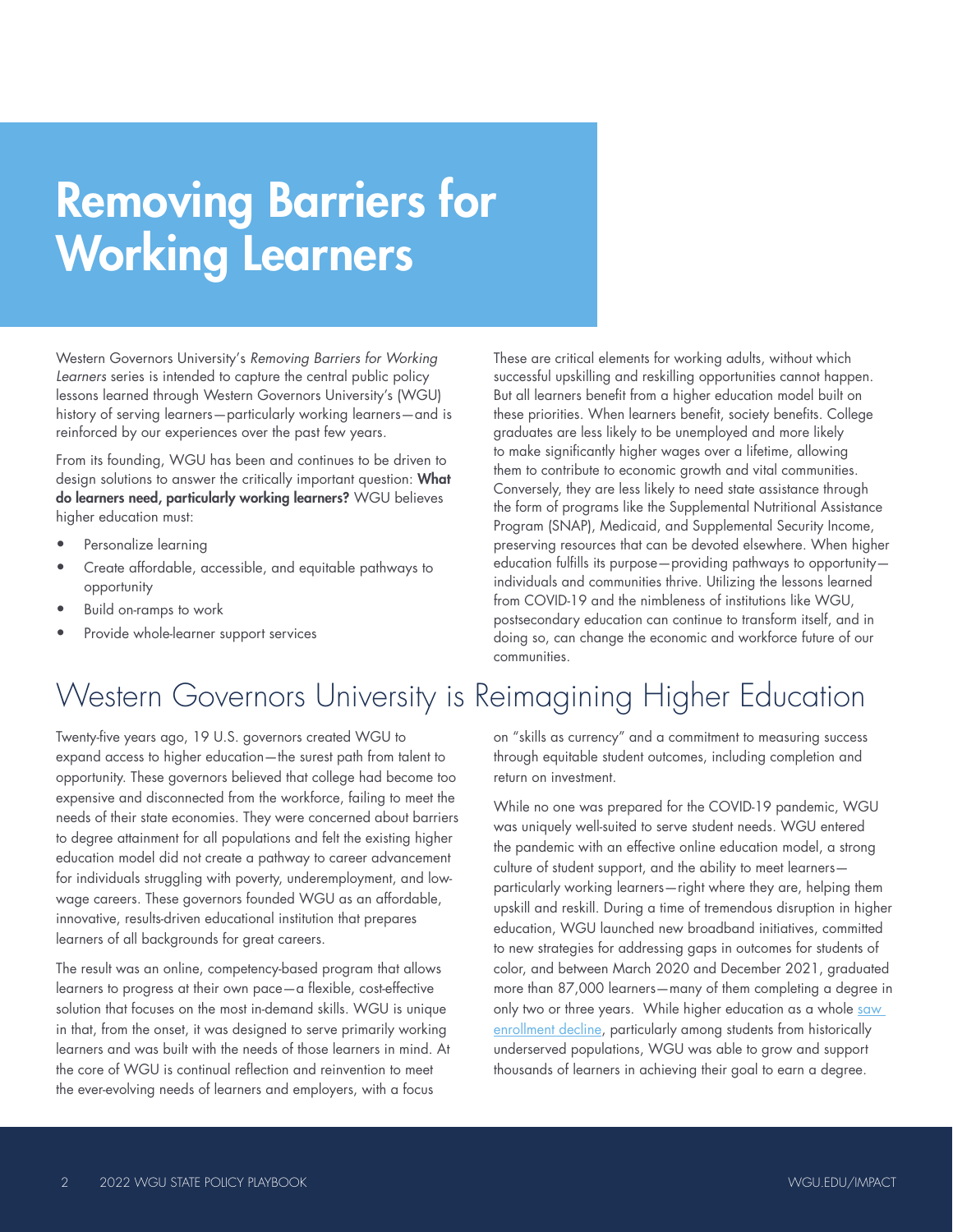# Removing Barriers for Working Learners

Western Governors University's *Removing Barriers for Working Learners* series is intended to capture the central public policy lessons learned through Western Governors University's (WGU) history of serving learners—particularly working learners—and is reinforced by our experiences over the past few years.

From its founding, WGU has been and continues to be driven to design solutions to answer the critically important question: **What do learners need, particularly working learners?** WGU believes higher education must:

- Personalize learning
- Create affordable, accessible, and equitable pathways to opportunity
- Build on-ramps to work
- Provide whole-learner support services

These are critical elements for working adults, without which successful upskilling and reskilling opportunities cannot happen. But all learners benefit from a higher education model built on these priorities. When learners benefit, society benefits. College graduates are less likely to be unemployed and more likely to make significantly higher wages over a lifetime, allowing them to contribute to economic growth and vital communities. Conversely, they are less likely to need state assistance through the form of programs like the Supplemental Nutritional Assistance Program (SNAP), Medicaid, and Supplemental Security Income, preserving resources that can be devoted elsewhere. When higher education fulfills its purpose—providing pathways to opportunity—individuals and communities thrive. Utilizing the lessons learned from COVID-19 and the nimbleness of institutions like WGU, postsecondary education can continue to transform itself, and in doing so, can change the economic and workforce future of our communities.

## Western Governors University is Reimagining Higher Education

Twenty-five years ago, 19 U.S. governors created WGU to expand access to higher education—the surest path from talent to opportunity. These governors believed that college had become too expensive and disconnected from the workforce, failing to meet the needs of their state economies. They were concerned about barriers to degree attainment for all populations and felt the existing higher education model did not create a pathway to career advancement for individuals struggling with poverty, underemployment, and low-wage careers. These governors founded WGU as an affordable, innovative, results-driven educational institution that prepares learners of all backgrounds for great careers.

The result was an online, competency-based program that allows learners to progress at their own pace—a flexible, cost-effective solution that focuses on the most in-demand skills. WGU is unique in that, from the onset, it was designed to serve primarily working learners and was built with the needs of those learners in mind. At the core of WGU is continual reflection and reinvention to meet the ever-evolving needs of learners and employers, with a focus on "skills as currency" and a commitment to measuring success through equitable student outcomes, including completion and return on investment.

While no one was prepared for the COVID-19 pandemic, WGU was uniquely well-suited to serve student needs. WGU entered the pandemic with an effective online education model, a strong culture of student support, and the ability to meet learners—particularly working learners—right where they are, helping them upskill and reskill. During a time of tremendous disruption in higher education, WGU launched new broadband initiatives, committed to new strategies for addressing gaps in outcomes for students of color, and between March 2020 and December 2021, graduated more than 87,000 learners—many of them completing a degree in only two or three years. While higher education as a whole saw enrollment decline, particularly among students from historically underserved populations, WGU was able to grow and support thousands of learners in achieving their goal to earn a degree.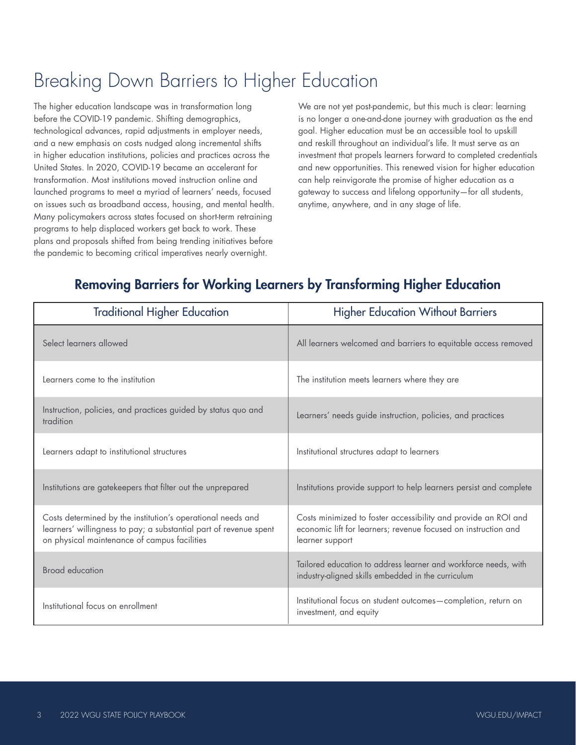# Breaking Down Barriers to Higher Education

The higher education landscape was in transformation long before the COVID-19 pandemic. Shifting demographics, technological advances, rapid adjustments in employer needs, and a new emphasis on costs nudged along incremental shifts in higher education institutions, policies and practices across the United States. In 2020, COVID-19 became an accelerant for transformation. Most institutions moved instruction online and launched programs to meet a myriad of learners' needs, focused on issues such as broadband access, housing, and mental health. Many policymakers across states focused on short-term retraining programs to help displaced workers get back to work. These plans and proposals shifted from being trending initiatives before the pandemic to becoming critical imperatives nearly overnight.

We are not yet post-pandemic, but this much is clear: learning is no longer a one-and-done journey with graduation as the end goal. Higher education must be an accessible tool to upskill and reskill throughout an individual's life. It must serve as an investment that propels learners forward to completed credentials and new opportunities. This renewed vision for higher education can help reinvigorate the promise of higher education as a gateway to success and lifelong opportunity—for all students, anytime, anywhere, and in any stage of life.

## Removing Barriers for Working Learners by Transforming Higher Education

| Traditional Higher Education | Higher Education Without Barriers |
| --- | --- |
| Select learners allowed | All learners welcomed and barriers to equitable access removed |
| Learners come to the institution | The institution meets learners where they are |
| Instruction, policies, and practices guided by status quo and tradition | Learners' needs guide instruction, policies, and practices |
| Learners adapt to institutional structures | Institutional structures adapt to learners |
| Institutions are gatekeepers that filter out the unprepared | Institutions provide support to help learners persist and complete |
| Costs determined by the institution's operational needs and learners' willingness to pay; a substantial part of revenue spent on physical maintenance of campus facilities | Costs minimized to foster accessibility and provide an ROI and economic lift for learners; revenue focused on instruction and learner support |
| Broad education | Tailored education to address learner and workforce needs, with industry-aligned skills embedded in the curriculum |
| Institutional focus on enrollment | Institutional focus on student outcomes—completion, return on investment, and equity |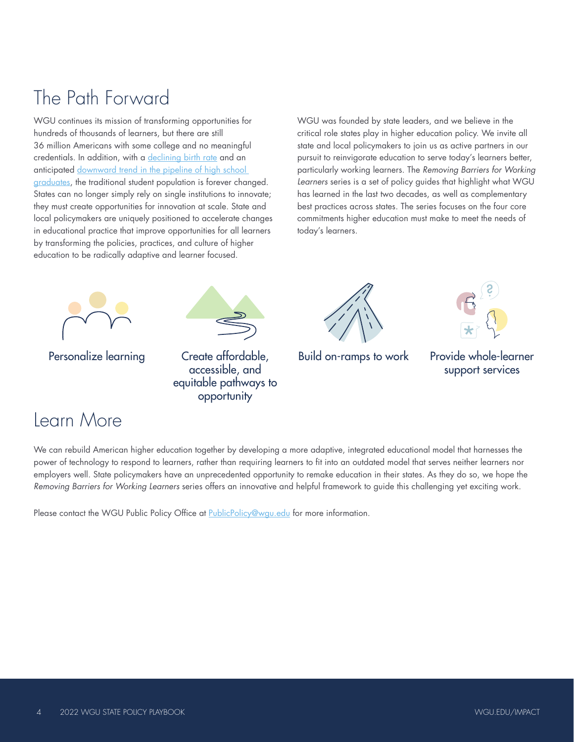## The Path Forward

WGU continues its mission of transforming opportunities for hundreds of thousands of learners, but there are still 36 million Americans with some college and no meaningful credentials. In addition, with a declining birth rate and an anticipated downward trend in the pipeline of high school graduates, the traditional student population is forever changed. States can no longer simply rely on single institutions to innovate; they must create opportunities for innovation at scale. State and local policymakers are uniquely positioned to accelerate changes in educational practice that improve opportunities for all learners by transforming the policies, practices, and culture of higher education to be radically adaptive and learner focused.

WGU was founded by state leaders, and we believe in the critical role states play in higher education policy. We invite all state and local policymakers to join us as active partners in our pursuit to reinvigorate education to serve today's learners better, particularly working learners. The *Removing Barriers for Working Learners* series is a set of policy guides that highlight what WGU has learned in the last two decades, as well as complementary best practices across states. The series focuses on the four core commitments higher education must make to meet the needs of today's learners.

- Personalize learning
- Create affordable, accessible, and equitable pathways to opportunity
- Build on-ramps to work
- Provide whole-learner support services

## Learn More

We can rebuild American higher education together by developing a more adaptive, integrated educational model that harnesses the power of technology to respond to learners, rather than requiring learners to fit into an outdated model that serves neither learners nor employers well. State policymakers have an unprecedented opportunity to remake education in their states. As they do so, we hope the *Removing Barriers for Working Learners* series offers an innovative and helpful framework to guide this challenging yet exciting work.

Please contact the WGU Public Policy Office at PublicPolicy@wgu.edu for more information.